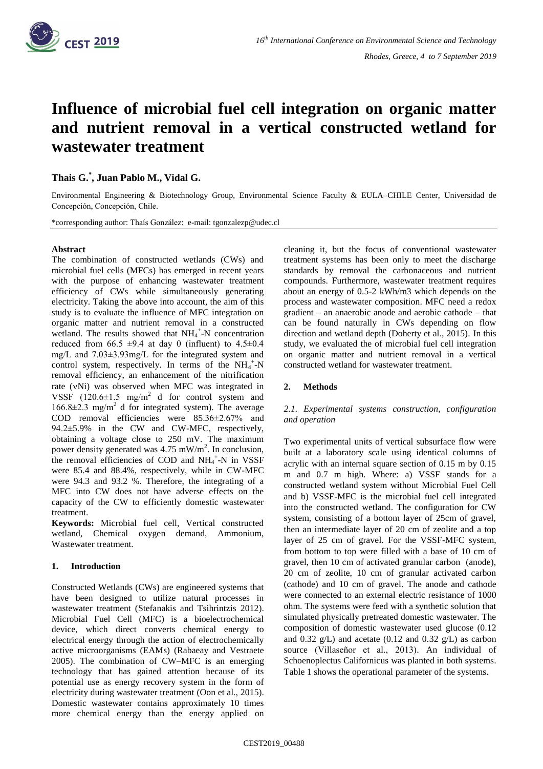# Influence of microbial fuel cell integration on organic matter and nutrient removal in a vertical constructed wetland for wastewater treatment

**Thais G.[*], Juan Pablo M., Vidal G.**

Environmental Engineering & Biotechnology Group, Environmental Science Faculty & EULA–CHILE Center, Universidad de Concepción, Concepción, Chile.

*corresponding author: Thaís González: e-mail: tgonzalezp@udec.cl

**Abstract**

The combination of constructed wetlands (CWs) and microbial fuel cells (MFCs) has emerged in recent years with the purpose of enhancing wastewater treatment efficiency of CWs while simultaneously generating electricity. Taking the above into account, the aim of this study is to evaluate the influence of MFC integration on organic matter and nutrient removal in a constructed wetland. The results showed that $NH_4^+$-N concentration reduced from 66.5 ±9.4 at day 0 (influent) to 4.5±0.4 mg/L and 7.03±3.93mg/L for the integrated system and control system, respectively. In terms of the $NH_4^+$-N removal efficiency, an enhancement of the nitrification rate (vNi) was observed when MFC was integrated in VSSF (120.6±1.5 mg/m$^2$ d for control system and 166.8±2.3 mg/m$^2$ d for integrated system). The average COD removal efficiencies were 85.36±2.67% and 94.2±5.9% in the CW and CW-MFC, respectively, obtaining a voltage close to 250 mV. The maximum power density generated was 4.75 mW/m$^2$. In conclusion, the removal efficiencies of COD and $NH_4^+$-N in VSSF were 85.4 and 88.4%, respectively, while in CW-MFC were 94.3 and 93.2 %. Therefore, the integrating of a MFC into CW does not have adverse effects on the capacity of the CW to efficiently domestic wastewater treatment.

**Keywords:** Microbial fuel cell, Vertical constructed wetland, Chemical oxygen demand, Ammonium, Wastewater treatment.

## 1. Introduction

Constructed Wetlands (CWs) are engineered systems that have been designed to utilize natural processes in wastewater treatment (Stefanakis and Tsihrintzis 2012). Microbial Fuel Cell (MFC) is a bioelectrochemical device, which direct converts chemical energy to electrical energy through the action of electrochemically active microorganisms (EAMs) (Rabaeay and Vestraete 2005). The combination of CW–MFC is an emerging technology that has gained attention because of its potential use as energy recovery system in the form of electricity during wastewater treatment (Oon et al., 2015). Domestic wastewater contains approximately 10 times more chemical energy than the energy applied on cleaning it, but the focus of conventional wastewater treatment systems has been only to meet the discharge standards by removal the carbonaceous and nutrient compounds. Furthermore, wastewater treatment requires about an energy of 0.5-2 kWh/m3 which depends on the process and wastewater composition. MFC need a redox gradient – an anaerobic anode and aerobic cathode – that can be found naturally in CWs depending on flow direction and wetland depth (Doherty et al., 2015). In this study, we evaluated the of microbial fuel cell integration on organic matter and nutrient removal in a vertical constructed wetland for wastewater treatment.

## 2. Methods

### *2.1. Experimental systems construction, configuration and operation*

Two experimental units of vertical subsurface flow were built at a laboratory scale using identical columns of acrylic with an internal square section of 0.15 m by 0.15 m and 0.7 m high. Where: a) VSSF stands for a constructed wetland system without Microbial Fuel Cell and b) VSSF-MFC is the microbial fuel cell integrated into the constructed wetland. The configuration for CW system, consisting of a bottom layer of 25cm of gravel, then an intermediate layer of 20 cm of zeolite and a top layer of 25 cm of gravel. For the VSSF-MFC system, from bottom to top were filled with a base of 10 cm of gravel, then 10 cm of activated granular carbon (anode), 20 cm of zeolite, 10 cm of granular activated carbon (cathode) and 10 cm of gravel. The anode and cathode were connected to an external electric resistance of 1000 ohm. The systems were feed with a synthetic solution that simulated physically pretreated domestic wastewater. The composition of domestic wastewater used glucose (0.12 and 0.32 g/L) and acetate (0.12 and 0.32 g/L) as carbon source (Villaseñor et al., 2013). An individual of Schoenoplectus Californicus was planted in both systems. Table 1 shows the operational parameter of the systems.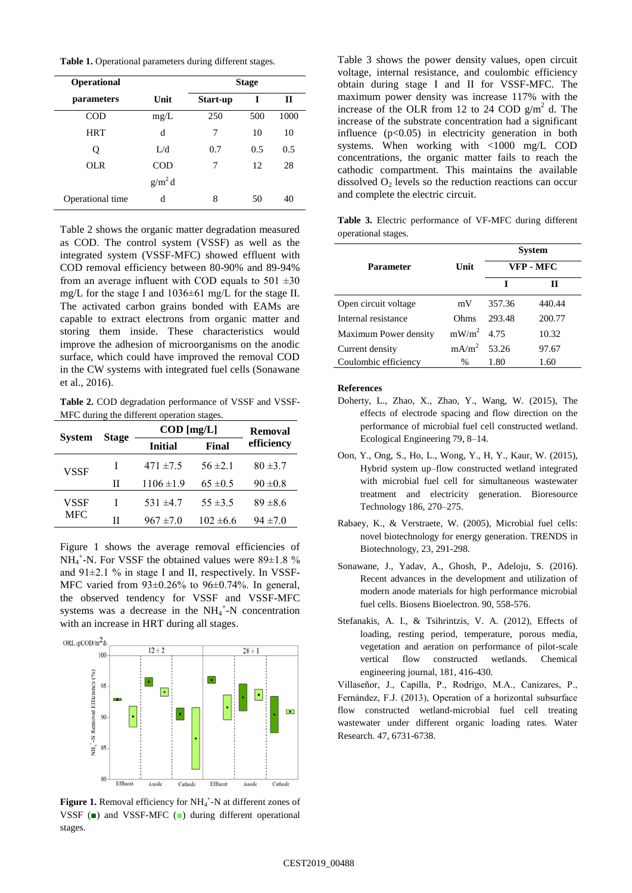**Table 1.** Operational parameters during different stages.

| Operational parameters | Unit | Stage | | |
|---|---|---|---|---|
| | | Start-up | I | II |
| COD | mg/L | 250 | 500 | 1000 |
| HRT | d | 7 | 10 | 10 |
| Q | L/d | 0.7 | 0.5 | 0.5 |
| OLR | COD $g/m^2$ d | 7 | 12 | 28 |
| Operational time | d | 8 | 50 | 40 |

Table 2 shows the organic matter degradation measured as COD. The control system (VSSF) as well as the integrated system (VSSF-MFC) showed effluent with COD removal efficiency between 80-90% and 89-94% from an average influent with COD equals to 501 ±30 mg/L for the stage I and 1036±61 mg/L for the stage II. The activated carbon grains bonded with EAMs are capable to extract electrons from organic matter and storing them inside. These characteristics would improve the adhesion of microorganisms on the anodic surface, which could have improved the removal COD in the CW systems with integrated fuel cells (Sonawane et al., 2016).

**Table 2.** COD degradation performance of VSSF and VSSF-MFC during the different operation stages.

| System | Stage | COD [mg/L] | | Removal efficiency |
|---|---|---|---|---|
| | | Initial | Final | |
| VSSF | I | 471 ±7.5 | 56 ±2.1 | 80 ±3.7 |
| | II | 1106 ±1.9 | 65 ±0.5 | 90 ±0.8 |
| VSSF MFC | I | 531 ±4.7 | 55 ±3.5 | 89 ±8.6 |
| | II | 967 ±7.0 | 102 ±6.6 | 94 ±7.0 |

Figure 1 shows the average removal efficiencies of $NH_4^+$-N. For VSSF the obtained values were 89±1.8 % and 91±2.1 % in stage I and II, respectively. In VSSF-MFC varied from 93±0.26% to 96±0.74%. In general, the observed tendency for VSSF and VSSF-MFC systems was a decrease in the $NH_4^+$-N concentration with an increase in HRT during all stages.

ORL (gCOD/m²d)

12 ± 2

28 ± 1

$NH_4^+$-N Removal Efficiency (%)

100

95

90

85

80

Effluent Anode Cathode Effluent Anode Cathode

**Figure 1.** Removal efficiency for $NH_4^+$-N at different zones of VSSF (■) and VSSF-MFC (■) during different operational stages.

Table 3 shows the power density values, open circuit voltage, internal resistance, and coulombic efficiency obtain during stage I and II for VSSF-MFC. The maximum power density was increase 117% with the increase of the OLR from 12 to 24 COD $g/m^2$ d. The increase of the substrate concentration had a significant influence ($p<0.05$) in electricity generation in both systems. When working with <1000 mg/L COD concentrations, the organic matter fails to reach the cathodic compartment. This maintains the available dissolved $O_2$ levels so the reduction reactions can occur and complete the electric circuit.

**Table 3.** Electric performance of VF-MFC during different operational stages.

| Parameter | Unit | System | |
|---|---|---|---|
| | | VFP - MFC | |
| | | I | II |
| Open circuit voltage | mV | 357.36 | 440.44 |
| Internal resistance | Ohms | 293.48 | 200.77 |
| Maximum Power density | $mW/m^2$ | 4.75 | 10.32 |
| Current density | $mA/m^2$ | 53.26 | 97.67 |
| Coulombic efficiency | % | 1.80 | 1.60 |

## References

Doherty, L., Zhao, X., Zhao, Y., Wang, W. (2015), The effects of electrode spacing and flow direction on the performance of microbial fuel cell constructed wetland. Ecological Engineering 79, 8–14.

Oon, Y., Ong, S., Ho, L., Wong, Y., H, Y., Kaur, W. (2015), Hybrid system up–flow constructed wetland integrated with microbial fuel cell for simultaneous wastewater treatment and electricity generation. Bioresource Technology 186, 270–275.

Rabaey, K., & Verstraete, W. (2005), Microbial fuel cells: novel biotechnology for energy generation. TRENDS in Biotechnology, 23, 291-298.

Sonawane, J., Yadav, A., Ghosh, P., Adeloju, S. (2016). Recent advances in the development and utilization of modern anode materials for high performance microbial fuel cells. Biosens Bioelectron. 90, 558-576.

Stefanakis, A. I., & Tsihrintzis, V. A. (2012), Effects of loading, resting period, temperature, porous media, vegetation and aeration on performance of pilot-scale vertical flow constructed wetlands. Chemical engineering journal, 181, 416-430.

Villaseñor, J., Capilla, P., Rodrigo, M.A., Canizares, P., Fernández, F.J. (2013), Operation of a horizontal subsurface flow constructed wetland-microbial fuel cell treating wastewater under different organic loading rates. Water Research. 47, 6731-6738.